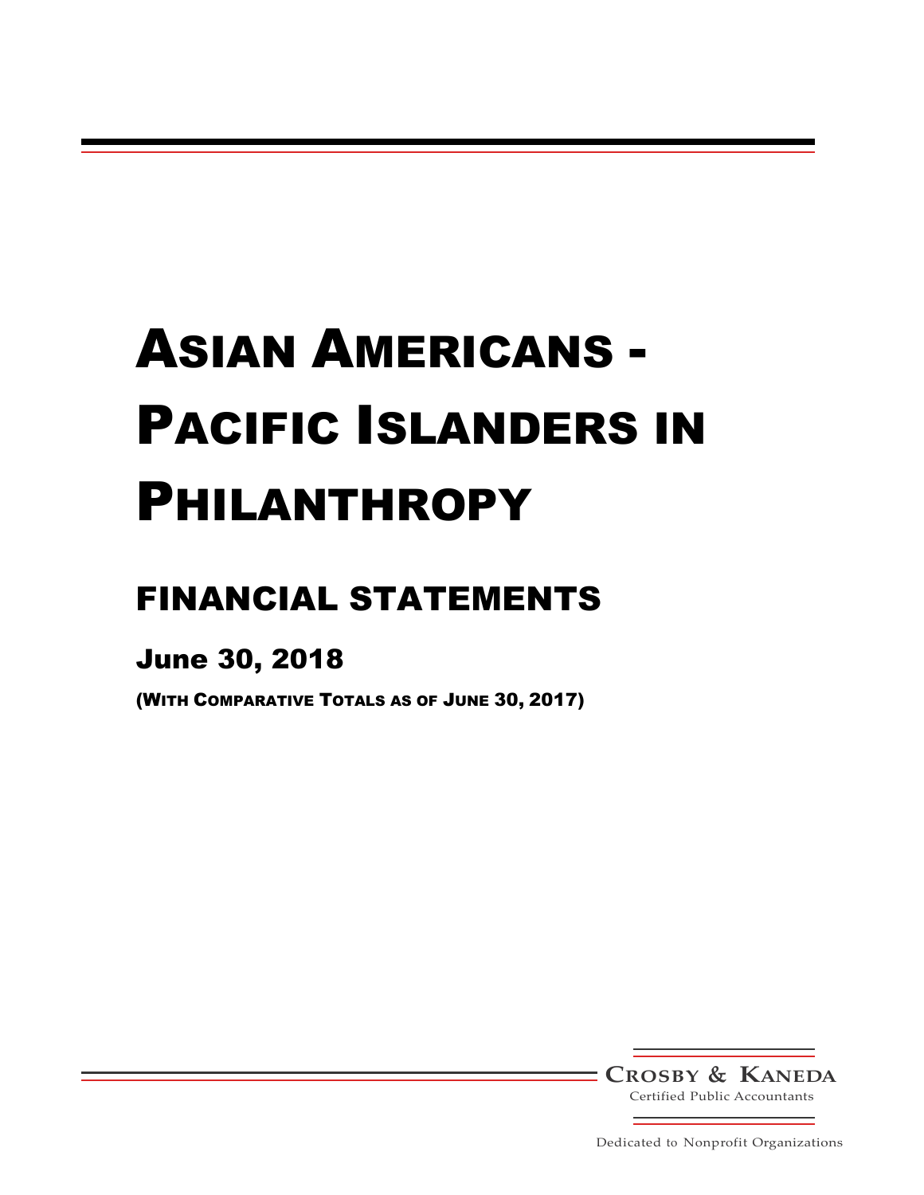# Asian Americans - Pacific Islanders in Philanthropy

## FINANCIAL STATEMENTS

### June 30, 2018

(With Comparative Totals as of June 30, 2017)

**Crosby & Kaneda**
Certified Public Accountants

Dedicated to Nonprofit Organizations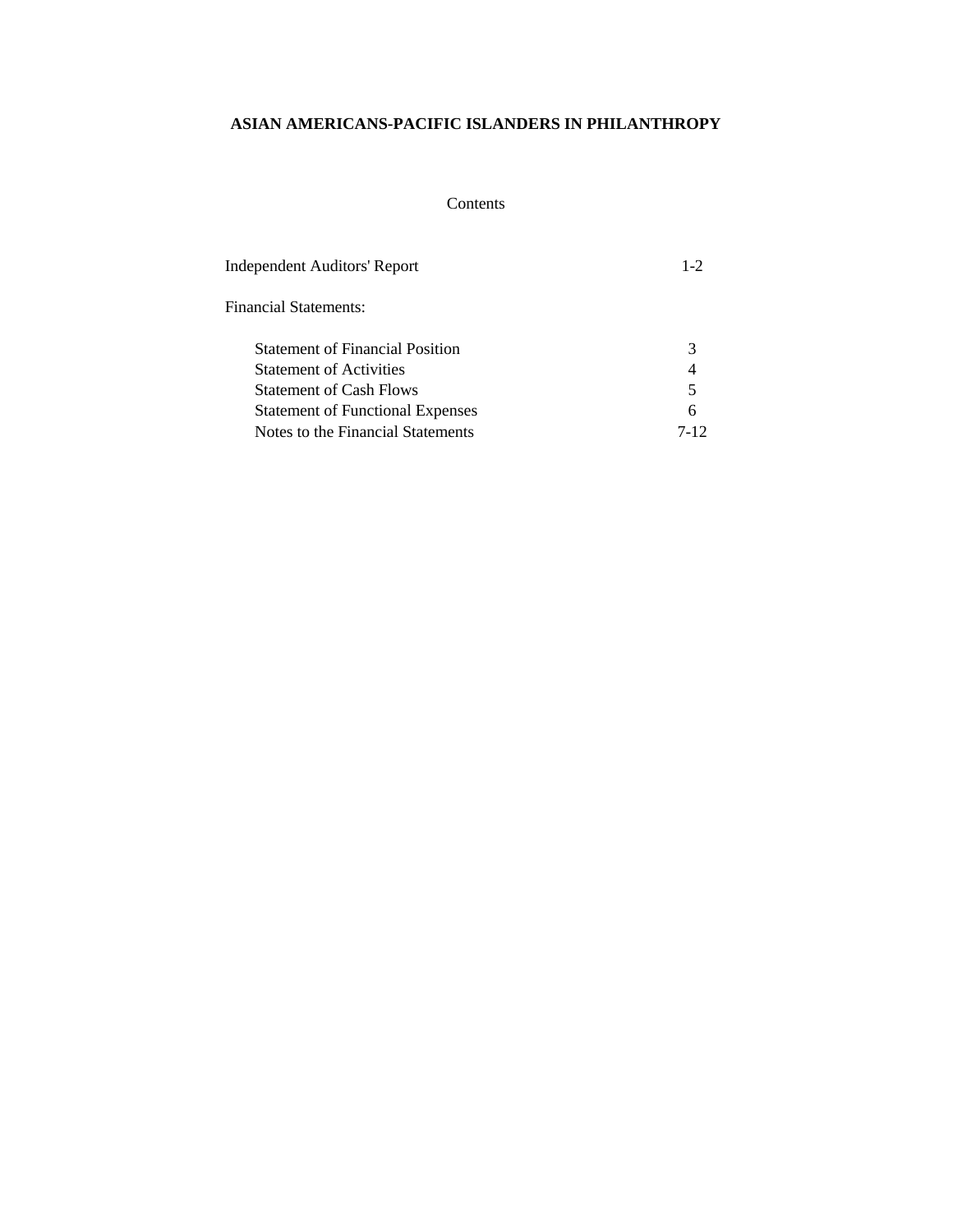**ASIAN AMERICANS-PACIFIC ISLANDERS IN PHILANTHROPY**

Contents

| | |
|---|---|
| Independent Auditors' Report | 1-2 |
| Financial Statements: | |
| Statement of Financial Position | 3 |
| Statement of Activities | 4 |
| Statement of Cash Flows | 5 |
| Statement of Functional Expenses | 6 |
| Notes to the Financial Statements | 7-12 |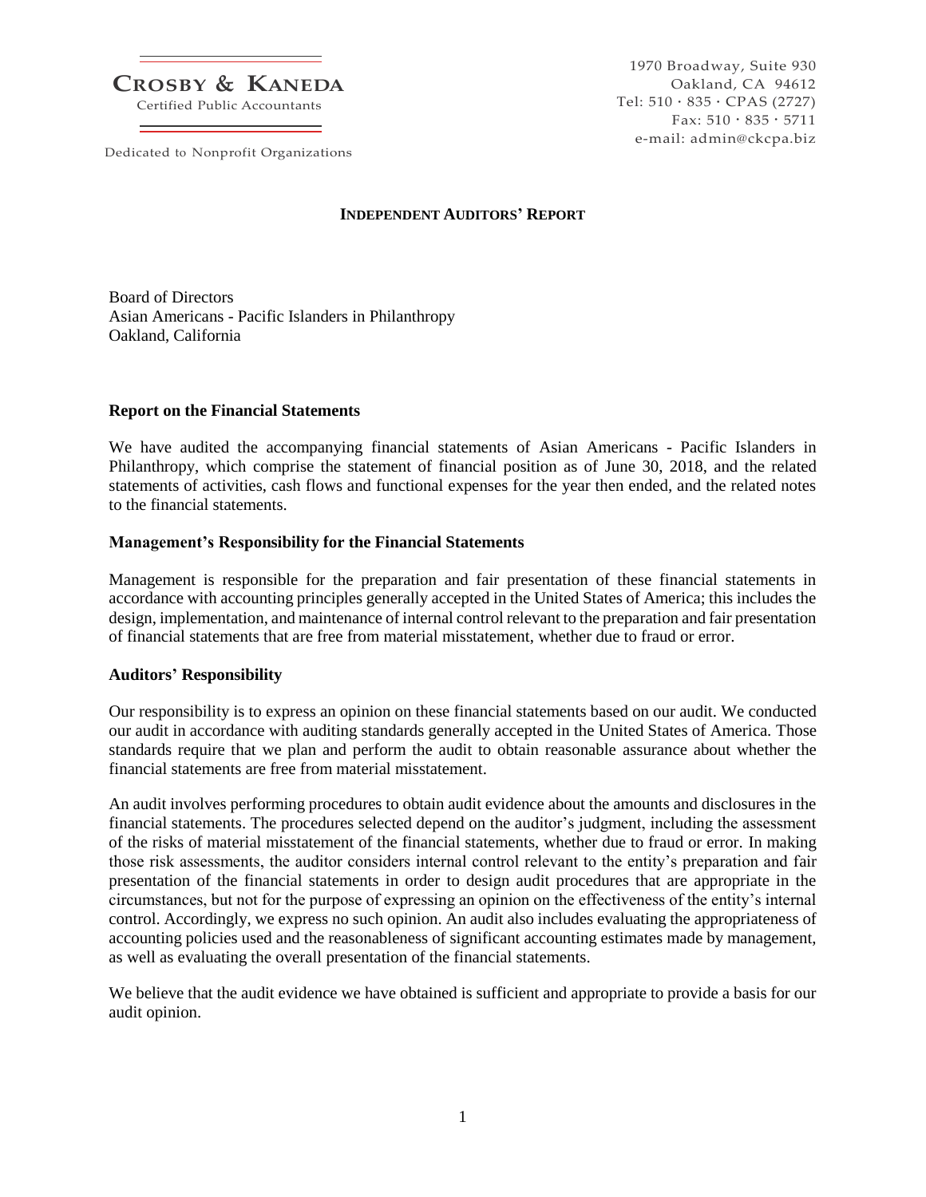**CROSBY & KANEDA**
Certified Public Accountants

Dedicated to Nonprofit Organizations

1970 Broadway, Suite 930
Oakland, CA 94612
Tel: 510 · 835 · CPAS (2727)
Fax: 510 · 835 · 5711
e-mail: admin@ckcpa.biz

## INDEPENDENT AUDITORS' REPORT

Board of Directors
Asian Americans - Pacific Islanders in Philanthropy
Oakland, California

### Report on the Financial Statements

We have audited the accompanying financial statements of Asian Americans - Pacific Islanders in Philanthropy, which comprise the statement of financial position as of June 30, 2018, and the related statements of activities, cash flows and functional expenses for the year then ended, and the related notes to the financial statements.

### Management's Responsibility for the Financial Statements

Management is responsible for the preparation and fair presentation of these financial statements in accordance with accounting principles generally accepted in the United States of America; this includes the design, implementation, and maintenance of internal control relevant to the preparation and fair presentation of financial statements that are free from material misstatement, whether due to fraud or error.

### Auditors' Responsibility

Our responsibility is to express an opinion on these financial statements based on our audit. We conducted our audit in accordance with auditing standards generally accepted in the United States of America. Those standards require that we plan and perform the audit to obtain reasonable assurance about whether the financial statements are free from material misstatement.

An audit involves performing procedures to obtain audit evidence about the amounts and disclosures in the financial statements. The procedures selected depend on the auditor's judgment, including the assessment of the risks of material misstatement of the financial statements, whether due to fraud or error. In making those risk assessments, the auditor considers internal control relevant to the entity's preparation and fair presentation of the financial statements in order to design audit procedures that are appropriate in the circumstances, but not for the purpose of expressing an opinion on the effectiveness of the entity's internal control. Accordingly, we express no such opinion. An audit also includes evaluating the appropriateness of accounting policies used and the reasonableness of significant accounting estimates made by management, as well as evaluating the overall presentation of the financial statements.

We believe that the audit evidence we have obtained is sufficient and appropriate to provide a basis for our audit opinion.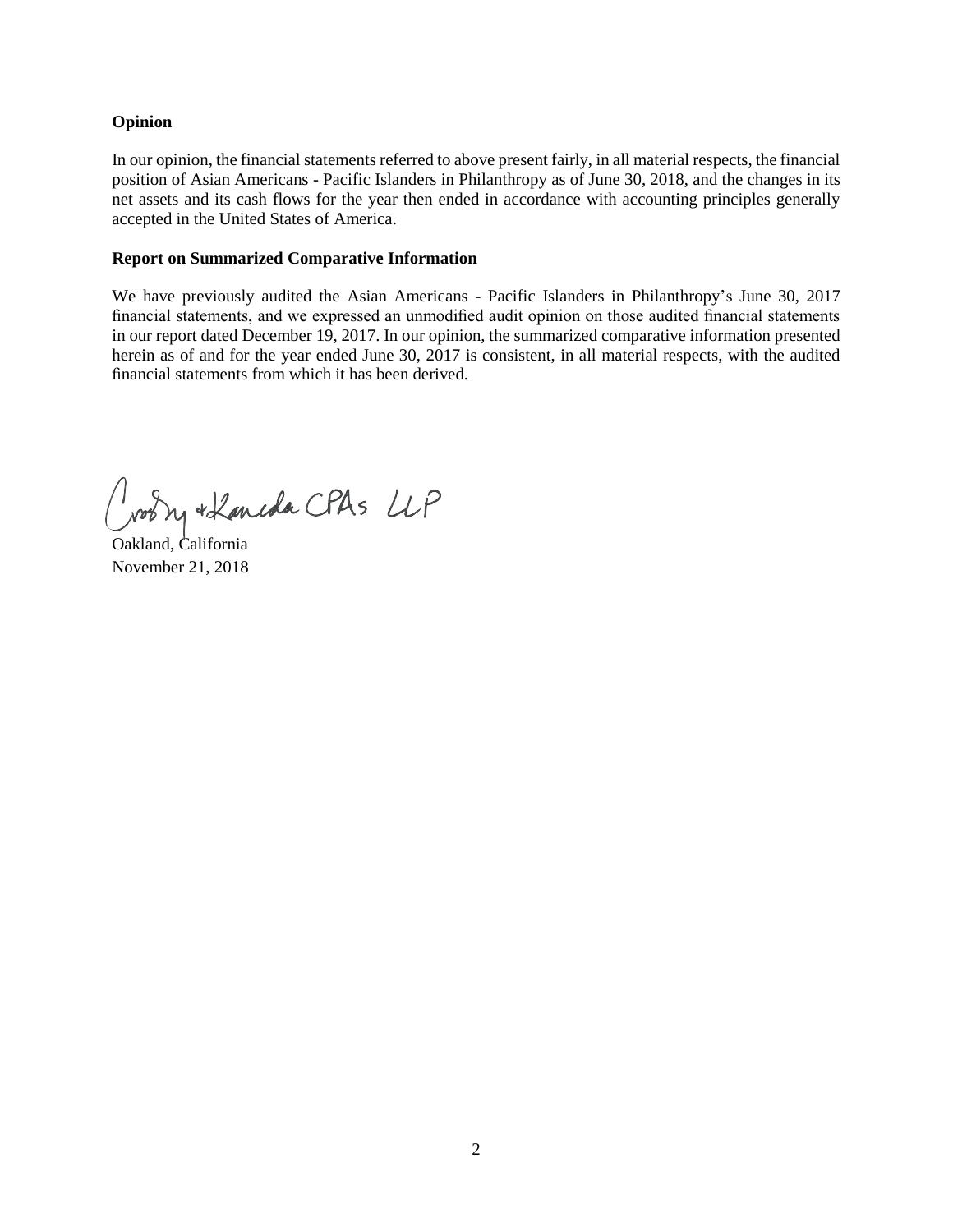**Opinion**

In our opinion, the financial statements referred to above present fairly, in all material respects, the financial position of Asian Americans - Pacific Islanders in Philanthropy as of June 30, 2018, and the changes in its net assets and its cash flows for the year then ended in accordance with accounting principles generally accepted in the United States of America.

**Report on Summarized Comparative Information**

We have previously audited the Asian Americans - Pacific Islanders in Philanthropy's June 30, 2017 financial statements, and we expressed an unmodified audit opinion on those audited financial statements in our report dated December 19, 2017. In our opinion, the summarized comparative information presented herein as of and for the year ended June 30, 2017 is consistent, in all material respects, with the audited financial statements from which it has been derived.

Crosby & Kaneda CPAs LLP

Oakland, California
November 21, 2018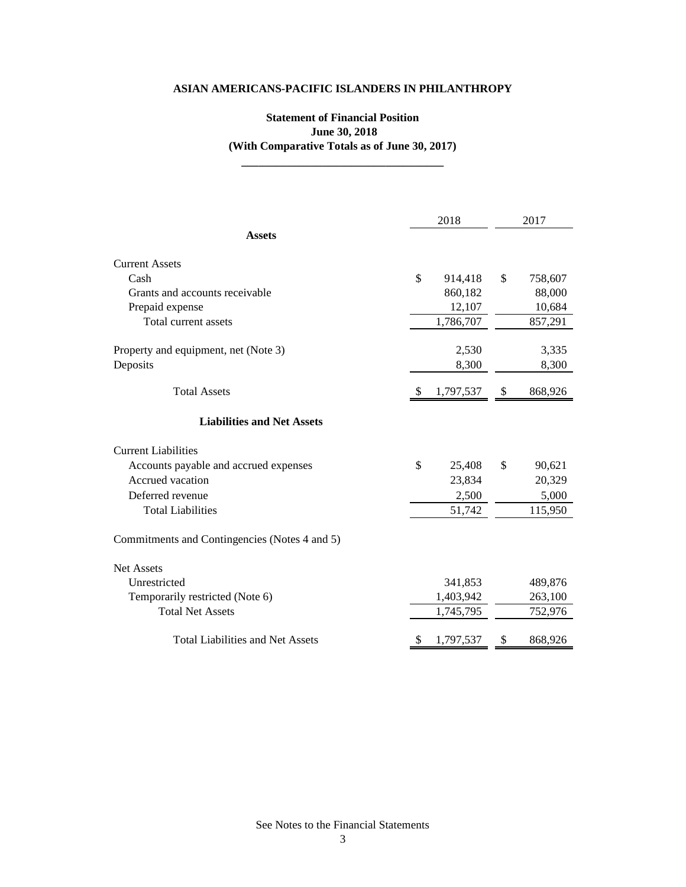# ASIAN AMERICANS-PACIFIC ISLANDERS IN PHILANTHROPY

## Statement of Financial Position
### June 30, 2018
### (With Comparative Totals as of June 30, 2017)

| | 2018 | 2017 |
|---|---|---|
| **Assets** | | |
| Current Assets | | |
| Cash | $ 914,418 | $ 758,607 |
| Grants and accounts receivable | 860,182 | 88,000 |
| Prepaid expense | 12,107 | 10,684 |
| Total current assets | 1,786,707 | 857,291 |
| Property and equipment, net (Note 3) | 2,530 | 3,335 |
| Deposits | 8,300 | 8,300 |
| Total Assets | $ 1,797,537 | $ 868,926 |
| **Liabilities and Net Assets** | | |
| Current Liabilities | | |
| Accounts payable and accrued expenses | $ 25,408 | $ 90,621 |
| Accrued vacation | 23,834 | 20,329 |
| Deferred revenue | 2,500 | 5,000 |
| Total Liabilities | 51,742 | 115,950 |
| Commitments and Contingencies (Notes 4 and 5) | | |
| Net Assets | | |
| Unrestricted | 341,853 | 489,876 |
| Temporarily restricted (Note 6) | 1,403,942 | 263,100 |
| Total Net Assets | 1,745,795 | 752,976 |
| Total Liabilities and Net Assets | $ 1,797,537 | $ 868,926 |

See Notes to the Financial Statements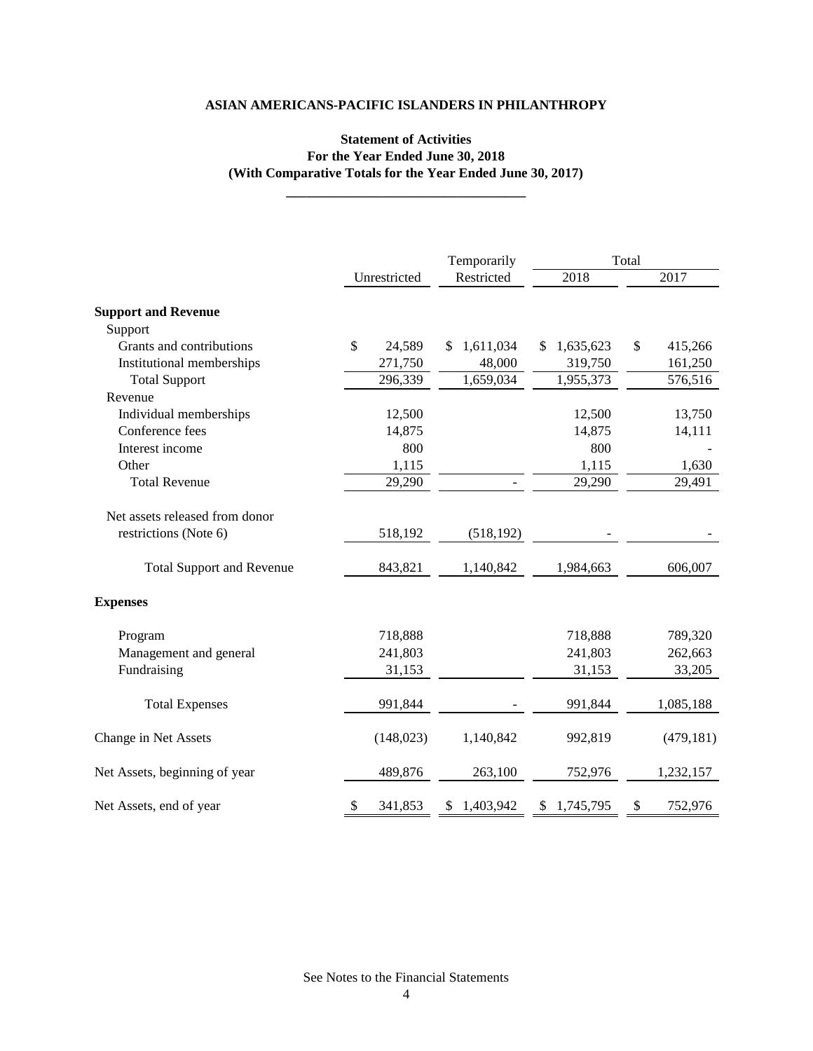# ASIAN AMERICANS-PACIFIC ISLANDERS IN PHILANTHROPY

## Statement of Activities
## For the Year Ended June 30, 2018
## (With Comparative Totals for the Year Ended June 30, 2017)

| | Unrestricted | Temporarily Restricted | Total 2018 | Total 2017 |
|---|---|---|---|---|
| **Support and Revenue** | | | | |
| Support | | | | |
| Grants and contributions | $ 24,589 | $ 1,611,034 | $ 1,635,623 | $ 415,266 |
| Institutional memberships | 271,750 | 48,000 | 319,750 | 161,250 |
| Total Support | 296,339 | 1,659,034 | 1,955,373 | 576,516 |
| Revenue | | | | |
| Individual memberships | 12,500 | | 12,500 | 13,750 |
| Conference fees | 14,875 | | 14,875 | 14,111 |
| Interest income | 800 | | 800 | - |
| Other | 1,115 | | 1,115 | 1,630 |
| Total Revenue | 29,290 | - | 29,290 | 29,491 |
| Net assets released from donor restrictions (Note 6) | 518,192 | (518,192) | - | - |
| Total Support and Revenue | 843,821 | 1,140,842 | 1,984,663 | 606,007 |
| **Expenses** | | | | |
| Program | 718,888 | | 718,888 | 789,320 |
| Management and general | 241,803 | | 241,803 | 262,663 |
| Fundraising | 31,153 | | 31,153 | 33,205 |
| Total Expenses | 991,844 | - | 991,844 | 1,085,188 |
| Change in Net Assets | (148,023) | 1,140,842 | 992,819 | (479,181) |
| Net Assets, beginning of year | 489,876 | 263,100 | 752,976 | 1,232,157 |
| Net Assets, end of year | $ 341,853 | $ 1,403,942 | $ 1,745,795 | $ 752,976 |

See Notes to the Financial Statements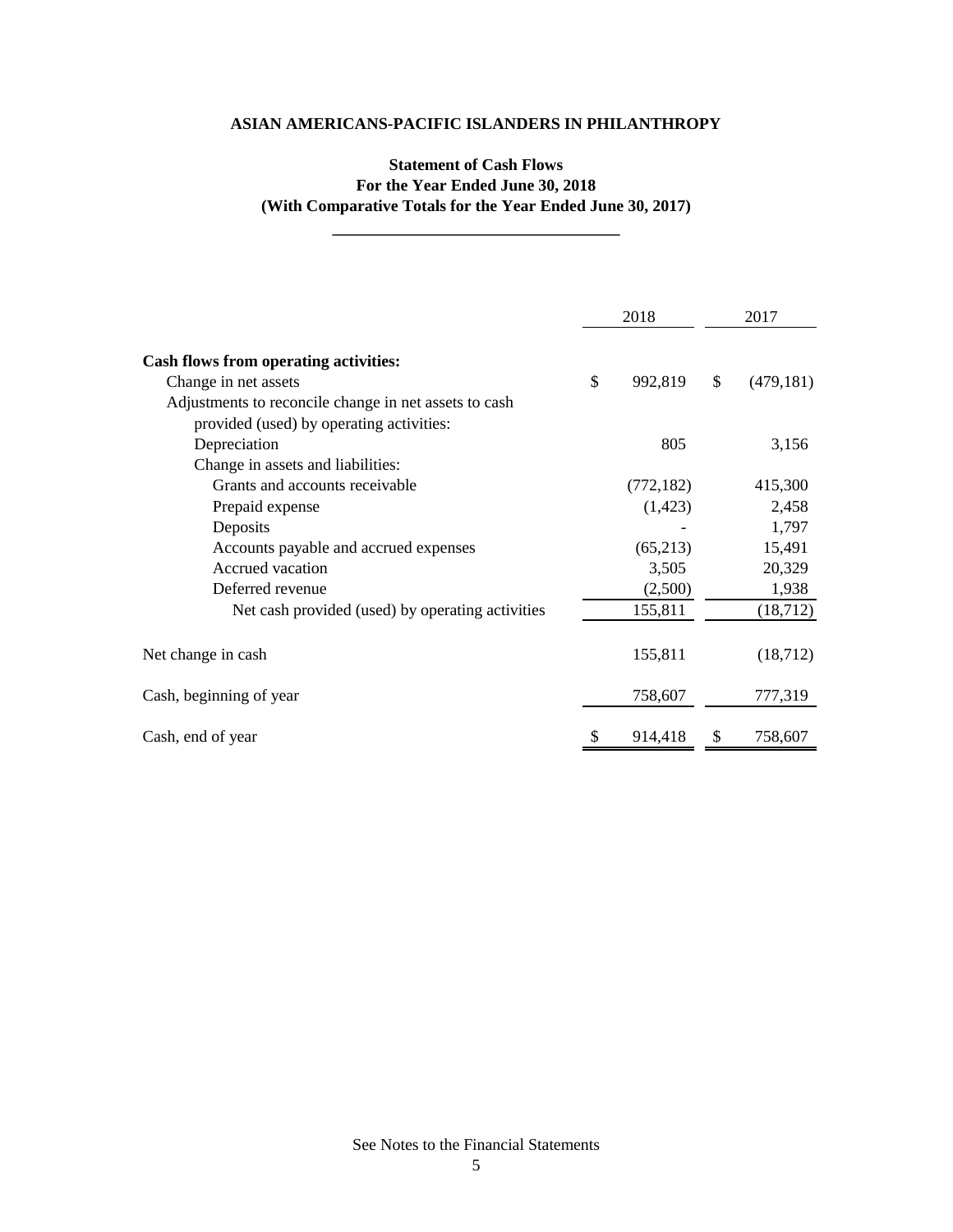# ASIAN AMERICANS-PACIFIC ISLANDERS IN PHILANTHROPY

## Statement of Cash Flows
### For the Year Ended June 30, 2018
### (With Comparative Totals for the Year Ended June 30, 2017)

| | 2018 | 2017 |
|---|---|---|
| **Cash flows from operating activities:** | | |
| Change in net assets | $ 992,819 | $ (479,181) |
| Adjustments to reconcile change in net assets to cash provided (used) by operating activities: | | |
| Depreciation | 805 | 3,156 |
| Change in assets and liabilities: | | |
| Grants and accounts receivable | (772,182) | 415,300 |
| Prepaid expense | (1,423) | 2,458 |
| Deposits | - | 1,797 |
| Accounts payable and accrued expenses | (65,213) | 15,491 |
| Accrued vacation | 3,505 | 20,329 |
| Deferred revenue | (2,500) | 1,938 |
| Net cash provided (used) by operating activities | 155,811 | (18,712) |
| Net change in cash | 155,811 | (18,712) |
| Cash, beginning of year | 758,607 | 777,319 |
| Cash, end of year | $ 914,418 | $ 758,607 |

See Notes to the Financial Statements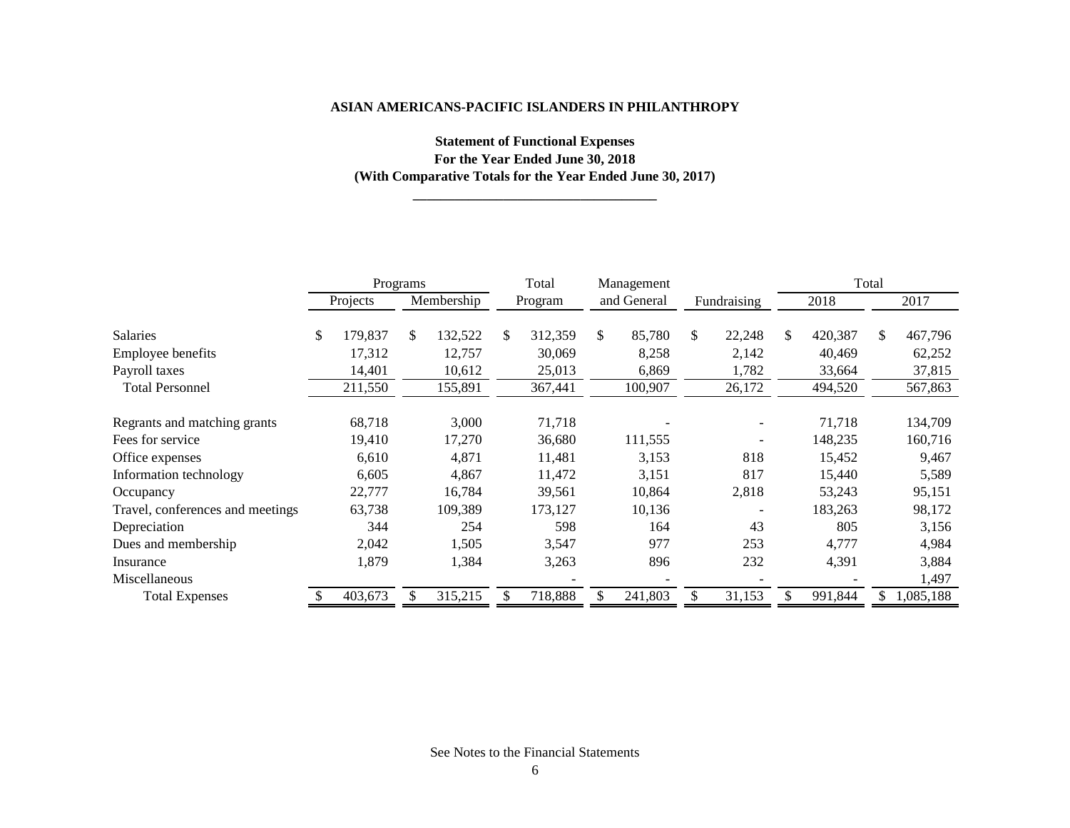**ASIAN AMERICANS-PACIFIC ISLANDERS IN PHILANTHROPY**

**Statement of Functional Expenses**
**For the Year Ended June 30, 2018**
**(With Comparative Totals for the Year Ended June 30, 2017)**

| | Programs | | Total | Management | | Total | |
|---|---|---|---|---|---|---|---|
| | Projects | Membership | Program | and General | Fundraising | 2018 | 2017 |
| Salaries | $ 179,837 | $ 132,522 | $ 312,359 | $ 85,780 | $ 22,248 | $ 420,387 | $ 467,796 |
| Employee benefits | 17,312 | 12,757 | 30,069 | 8,258 | 2,142 | 40,469 | 62,252 |
| Payroll taxes | 14,401 | 10,612 | 25,013 | 6,869 | 1,782 | 33,664 | 37,815 |
| Total Personnel | 211,550 | 155,891 | 367,441 | 100,907 | 26,172 | 494,520 | 567,863 |
| Regrants and matching grants | 68,718 | 3,000 | 71,718 | - | - | 71,718 | 134,709 |
| Fees for service | 19,410 | 17,270 | 36,680 | 111,555 | - | 148,235 | 160,716 |
| Office expenses | 6,610 | 4,871 | 11,481 | 3,153 | 818 | 15,452 | 9,467 |
| Information technology | 6,605 | 4,867 | 11,472 | 3,151 | 817 | 15,440 | 5,589 |
| Occupancy | 22,777 | 16,784 | 39,561 | 10,864 | 2,818 | 53,243 | 95,151 |
| Travel, conferences and meetings | 63,738 | 109,389 | 173,127 | 10,136 | - | 183,263 | 98,172 |
| Depreciation | 344 | 254 | 598 | 164 | 43 | 805 | 3,156 |
| Dues and membership | 2,042 | 1,505 | 3,547 | 977 | 253 | 4,777 | 4,984 |
| Insurance | 1,879 | 1,384 | 3,263 | 896 | 232 | 4,391 | 3,884 |
| Miscellaneous | | | - | - | - | - | 1,497 |
| Total Expenses | $ 403,673 | $ 315,215 | $ 718,888 | $ 241,803 | $ 31,153 | $ 991,844 | $ 1,085,188 |

See Notes to the Financial Statements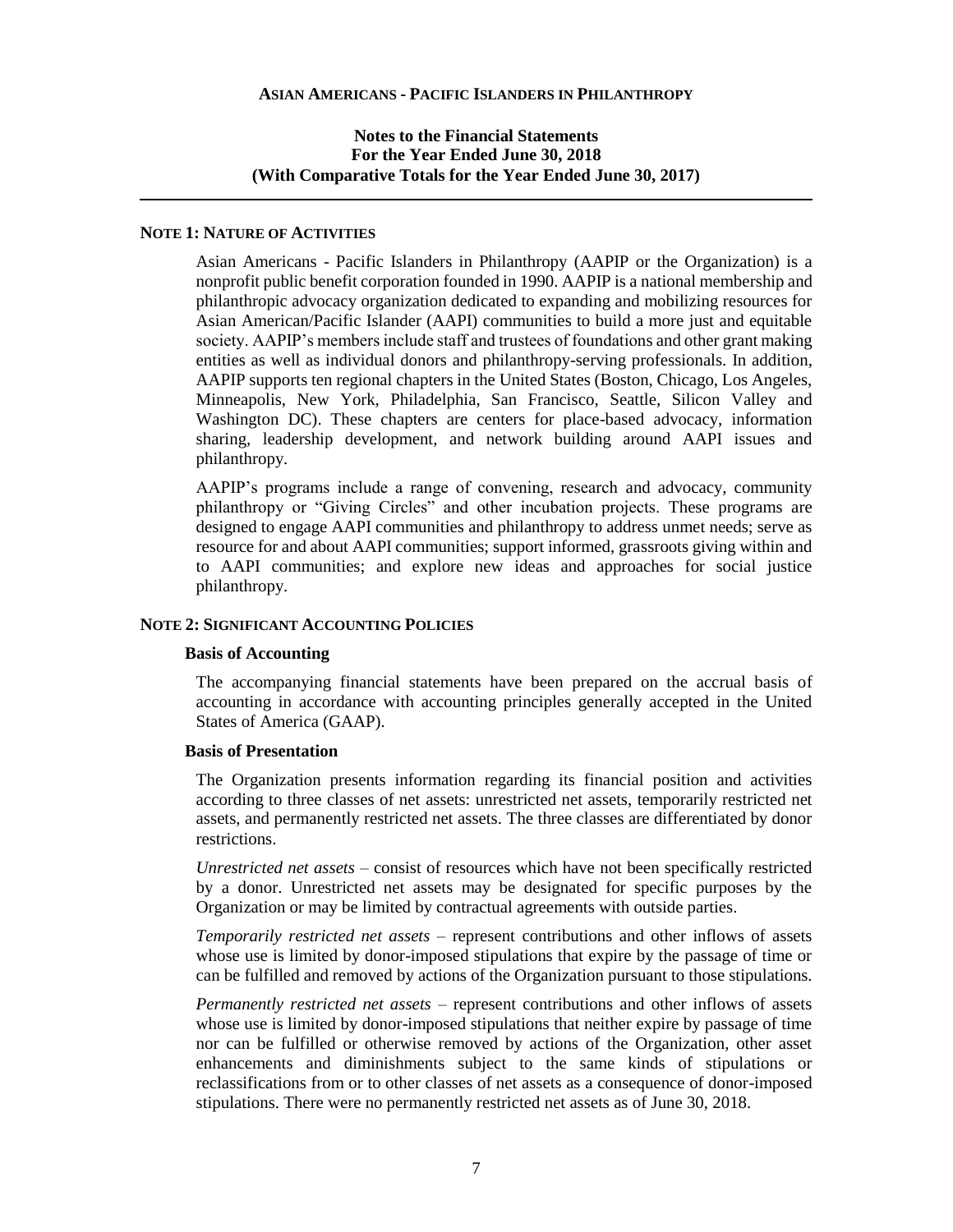**Asian Americans - Pacific Islanders in Philanthropy**

**Notes to the Financial Statements**
**For the Year Ended June 30, 2018**
**(With Comparative Totals for the Year Ended June 30, 2017)**

## Note 1: Nature of Activities

Asian Americans - Pacific Islanders in Philanthropy (AAPIP or the Organization) is a nonprofit public benefit corporation founded in 1990. AAPIP is a national membership and philanthropic advocacy organization dedicated to expanding and mobilizing resources for Asian American/Pacific Islander (AAPI) communities to build a more just and equitable society. AAPIP's members include staff and trustees of foundations and other grant making entities as well as individual donors and philanthropy-serving professionals. In addition, AAPIP supports ten regional chapters in the United States (Boston, Chicago, Los Angeles, Minneapolis, New York, Philadelphia, San Francisco, Seattle, Silicon Valley and Washington DC). These chapters are centers for place-based advocacy, information sharing, leadership development, and network building around AAPI issues and philanthropy.

AAPIP's programs include a range of convening, research and advocacy, community philanthropy or "Giving Circles" and other incubation projects. These programs are designed to engage AAPI communities and philanthropy to address unmet needs; serve as resource for and about AAPI communities; support informed, grassroots giving within and to AAPI communities; and explore new ideas and approaches for social justice philanthropy.

## Note 2: Significant Accounting Policies

### Basis of Accounting

The accompanying financial statements have been prepared on the accrual basis of accounting in accordance with accounting principles generally accepted in the United States of America (GAAP).

### Basis of Presentation

The Organization presents information regarding its financial position and activities according to three classes of net assets: unrestricted net assets, temporarily restricted net assets, and permanently restricted net assets. The three classes are differentiated by donor restrictions.

*Unrestricted net assets* – consist of resources which have not been specifically restricted by a donor. Unrestricted net assets may be designated for specific purposes by the Organization or may be limited by contractual agreements with outside parties.

*Temporarily restricted net assets* – represent contributions and other inflows of assets whose use is limited by donor-imposed stipulations that expire by the passage of time or can be fulfilled and removed by actions of the Organization pursuant to those stipulations.

*Permanently restricted net assets* – represent contributions and other inflows of assets whose use is limited by donor-imposed stipulations that neither expire by passage of time nor can be fulfilled or otherwise removed by actions of the Organization, other asset enhancements and diminishments subject to the same kinds of stipulations or reclassifications from or to other classes of net assets as a consequence of donor-imposed stipulations. There were no permanently restricted net assets as of June 30, 2018.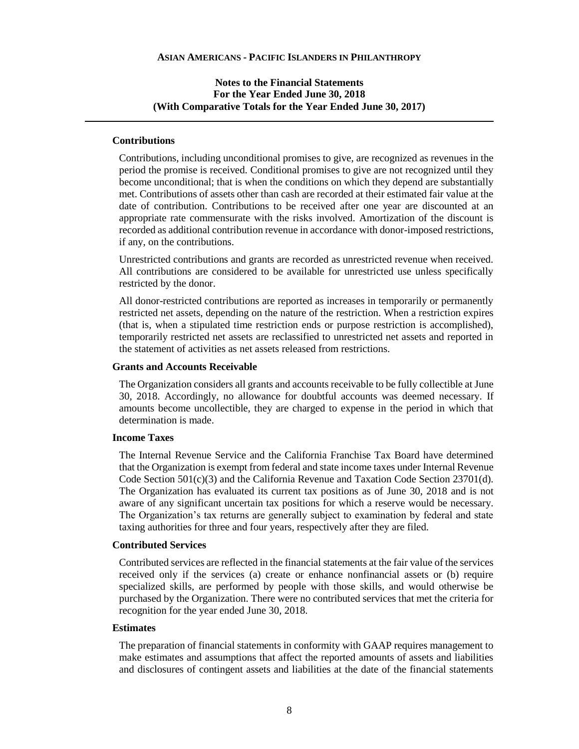### Contributions

Contributions, including unconditional promises to give, are recognized as revenues in the period the promise is received. Conditional promises to give are not recognized until they become unconditional; that is when the conditions on which they depend are substantially met. Contributions of assets other than cash are recorded at their estimated fair value at the date of contribution. Contributions to be received after one year are discounted at an appropriate rate commensurate with the risks involved. Amortization of the discount is recorded as additional contribution revenue in accordance with donor-imposed restrictions, if any, on the contributions.

Unrestricted contributions and grants are recorded as unrestricted revenue when received. All contributions are considered to be available for unrestricted use unless specifically restricted by the donor.

All donor-restricted contributions are reported as increases in temporarily or permanently restricted net assets, depending on the nature of the restriction. When a restriction expires (that is, when a stipulated time restriction ends or purpose restriction is accomplished), temporarily restricted net assets are reclassified to unrestricted net assets and reported in the statement of activities as net assets released from restrictions.

### Grants and Accounts Receivable

The Organization considers all grants and accounts receivable to be fully collectible at June 30, 2018. Accordingly, no allowance for doubtful accounts was deemed necessary. If amounts become uncollectible, they are charged to expense in the period in which that determination is made.

### Income Taxes

The Internal Revenue Service and the California Franchise Tax Board have determined that the Organization is exempt from federal and state income taxes under Internal Revenue Code Section 501(c)(3) and the California Revenue and Taxation Code Section 23701(d). The Organization has evaluated its current tax positions as of June 30, 2018 and is not aware of any significant uncertain tax positions for which a reserve would be necessary. The Organization's tax returns are generally subject to examination by federal and state taxing authorities for three and four years, respectively after they are filed.

### Contributed Services

Contributed services are reflected in the financial statements at the fair value of the services received only if the services (a) create or enhance nonfinancial assets or (b) require specialized skills, are performed by people with those skills, and would otherwise be purchased by the Organization. There were no contributed services that met the criteria for recognition for the year ended June 30, 2018.

### Estimates

The preparation of financial statements in conformity with GAAP requires management to make estimates and assumptions that affect the reported amounts of assets and liabilities and disclosures of contingent assets and liabilities at the date of the financial statements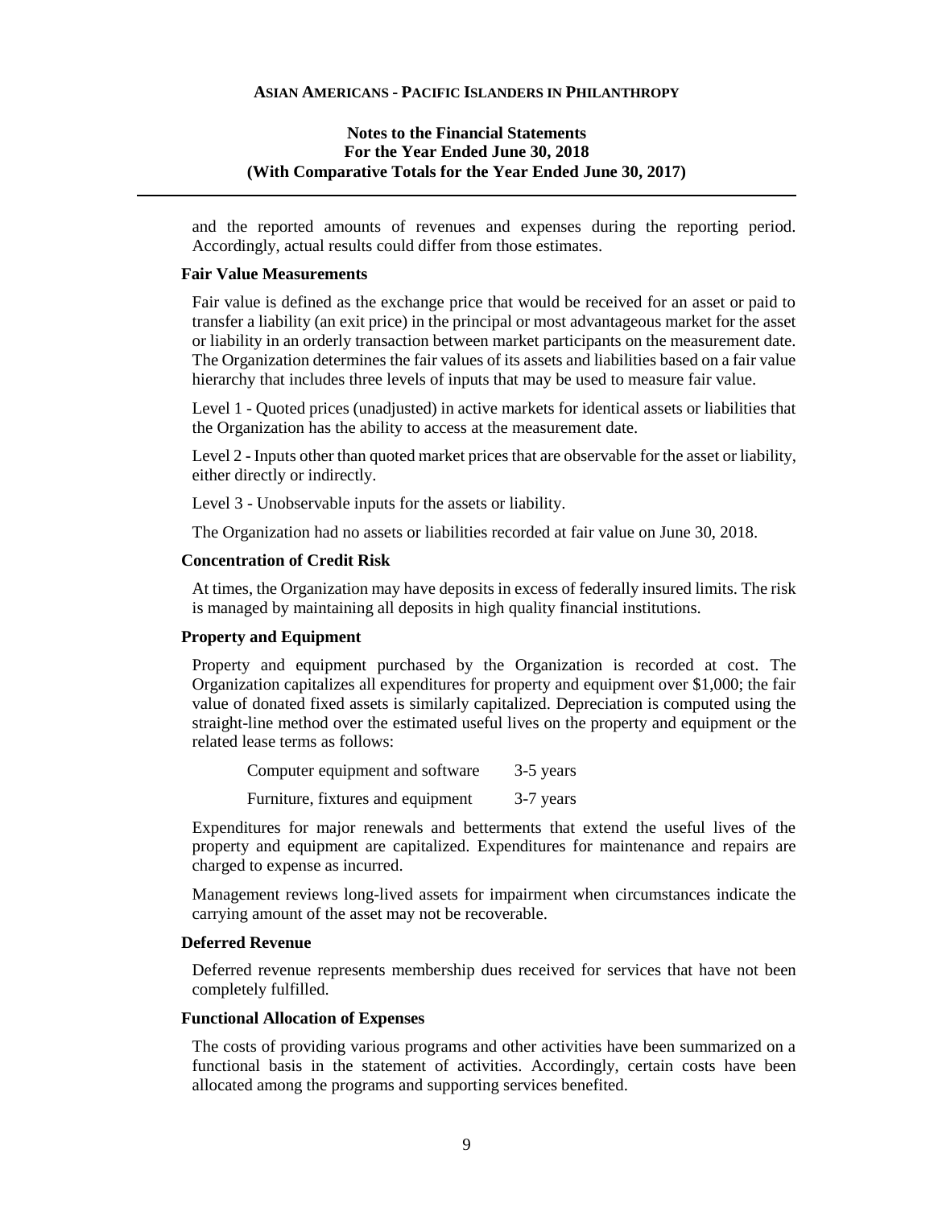and the reported amounts of revenues and expenses during the reporting period. Accordingly, actual results could differ from those estimates.

**Fair Value Measurements**

Fair value is defined as the exchange price that would be received for an asset or paid to transfer a liability (an exit price) in the principal or most advantageous market for the asset or liability in an orderly transaction between market participants on the measurement date. The Organization determines the fair values of its assets and liabilities based on a fair value hierarchy that includes three levels of inputs that may be used to measure fair value.

Level 1 - Quoted prices (unadjusted) in active markets for identical assets or liabilities that the Organization has the ability to access at the measurement date.

Level 2 - Inputs other than quoted market prices that are observable for the asset or liability, either directly or indirectly.

Level 3 - Unobservable inputs for the assets or liability.

The Organization had no assets or liabilities recorded at fair value on June 30, 2018.

**Concentration of Credit Risk**

At times, the Organization may have deposits in excess of federally insured limits. The risk is managed by maintaining all deposits in high quality financial institutions.

**Property and Equipment**

Property and equipment purchased by the Organization is recorded at cost. The Organization capitalizes all expenditures for property and equipment over $1,000; the fair value of donated fixed assets is similarly capitalized. Depreciation is computed using the straight-line method over the estimated useful lives on the property and equipment or the related lease terms as follows:

| | |
|---|---|
| Computer equipment and software | 3-5 years |
| Furniture, fixtures and equipment | 3-7 years |

Expenditures for major renewals and betterments that extend the useful lives of the property and equipment are capitalized. Expenditures for maintenance and repairs are charged to expense as incurred.

Management reviews long-lived assets for impairment when circumstances indicate the carrying amount of the asset may not be recoverable.

**Deferred Revenue**

Deferred revenue represents membership dues received for services that have not been completely fulfilled.

**Functional Allocation of Expenses**

The costs of providing various programs and other activities have been summarized on a functional basis in the statement of activities. Accordingly, certain costs have been allocated among the programs and supporting services benefited.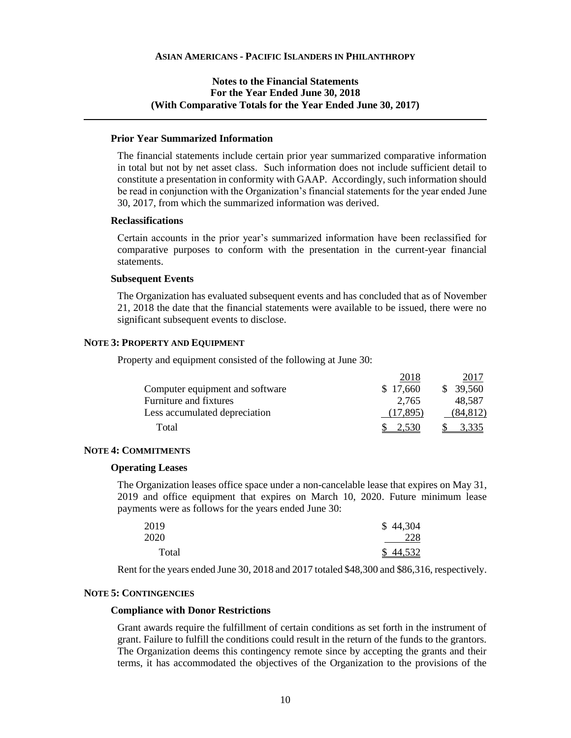### Prior Year Summarized Information

The financial statements include certain prior year summarized comparative information in total but not by net asset class. Such information does not include sufficient detail to constitute a presentation in conformity with GAAP. Accordingly, such information should be read in conjunction with the Organization's financial statements for the year ended June 30, 2017, from which the summarized information was derived.

### Reclassifications

Certain accounts in the prior year's summarized information have been reclassified for comparative purposes to conform with the presentation in the current-year financial statements.

### Subsequent Events

The Organization has evaluated subsequent events and has concluded that as of November 21, 2018 the date that the financial statements were available to be issued, there were no significant subsequent events to disclose.

## NOTE 3: PROPERTY AND EQUIPMENT

Property and equipment consisted of the following at June 30:

| | 2018 | 2017 |
|---|---|---|
| Computer equipment and software | $ 17,660 | $ 39,560 |
| Furniture and fixtures | 2,765 | 48,587 |
| Less accumulated depreciation | (17,895) | (84,812) |
| Total | $ 2,530 | $ 3,335 |

## NOTE 4: COMMITMENTS

### Operating Leases

The Organization leases office space under a non-cancelable lease that expires on May 31, 2019 and office equipment that expires on March 10, 2020. Future minimum lease payments were as follows for the years ended June 30:

| | |
|---|---|
| 2019 | $ 44,304 |
| 2020 | 228 |
| Total | $ 44,532 |

Rent for the years ended June 30, 2018 and 2017 totaled $48,300 and $86,316, respectively.

## NOTE 5: CONTINGENCIES

### Compliance with Donor Restrictions

Grant awards require the fulfillment of certain conditions as set forth in the instrument of grant. Failure to fulfill the conditions could result in the return of the funds to the grantors. The Organization deems this contingency remote since by accepting the grants and their terms, it has accommodated the objectives of the Organization to the provisions of the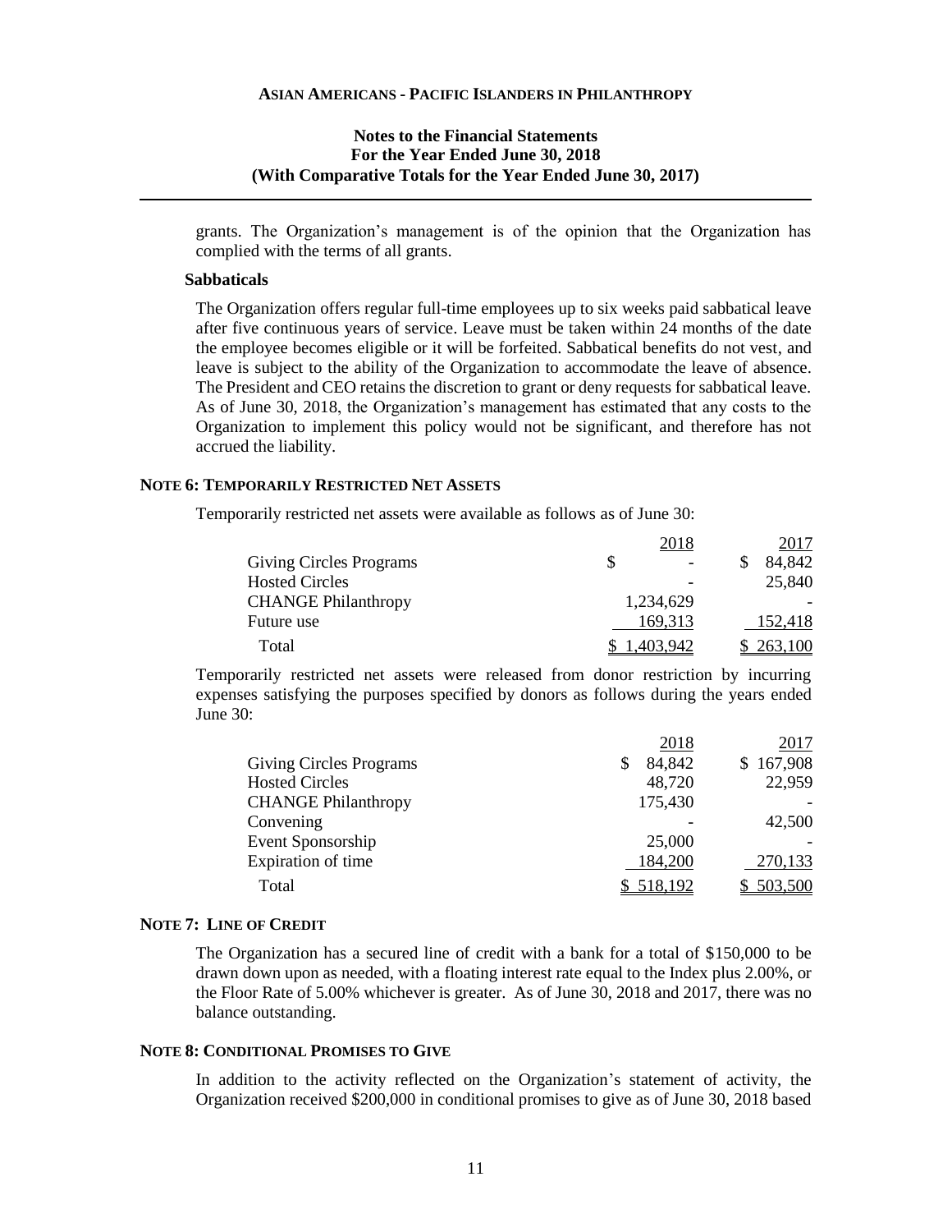grants. The Organization's management is of the opinion that the Organization has complied with the terms of all grants.

### Sabbaticals

The Organization offers regular full-time employees up to six weeks paid sabbatical leave after five continuous years of service. Leave must be taken within 24 months of the date the employee becomes eligible or it will be forfeited. Sabbatical benefits do not vest, and leave is subject to the ability of the Organization to accommodate the leave of absence. The President and CEO retains the discretion to grant or deny requests for sabbatical leave. As of June 30, 2018, the Organization's management has estimated that any costs to the Organization to implement this policy would not be significant, and therefore has not accrued the liability.

## NOTE 6: TEMPORARILY RESTRICTED NET ASSETS

Temporarily restricted net assets were available as follows as of June 30:

| | 2018 | 2017 |
|---|---|---|
| Giving Circles Programs | $ - | $ 84,842 |
| Hosted Circles | - | 25,840 |
| CHANGE Philanthropy | 1,234,629 | - |
| Future use | 169,313 | 152,418 |
| Total | $ 1,403,942 | $ 263,100 |

Temporarily restricted net assets were released from donor restriction by incurring expenses satisfying the purposes specified by donors as follows during the years ended June 30:

| | 2018 | 2017 |
|---|---|---|
| Giving Circles Programs | $ 84,842 | $ 167,908 |
| Hosted Circles | 48,720 | 22,959 |
| CHANGE Philanthropy | 175,430 | - |
| Convening | - | 42,500 |
| Event Sponsorship | 25,000 | - |
| Expiration of time | 184,200 | 270,133 |
| Total | $ 518,192 | $ 503,500 |

## NOTE 7: LINE OF CREDIT

The Organization has a secured line of credit with a bank for a total of $150,000 to be drawn down upon as needed, with a floating interest rate equal to the Index plus 2.00%, or the Floor Rate of 5.00% whichever is greater. As of June 30, 2018 and 2017, there was no balance outstanding.

## NOTE 8: CONDITIONAL PROMISES TO GIVE

In addition to the activity reflected on the Organization's statement of activity, the Organization received $200,000 in conditional promises to give as of June 30, 2018 based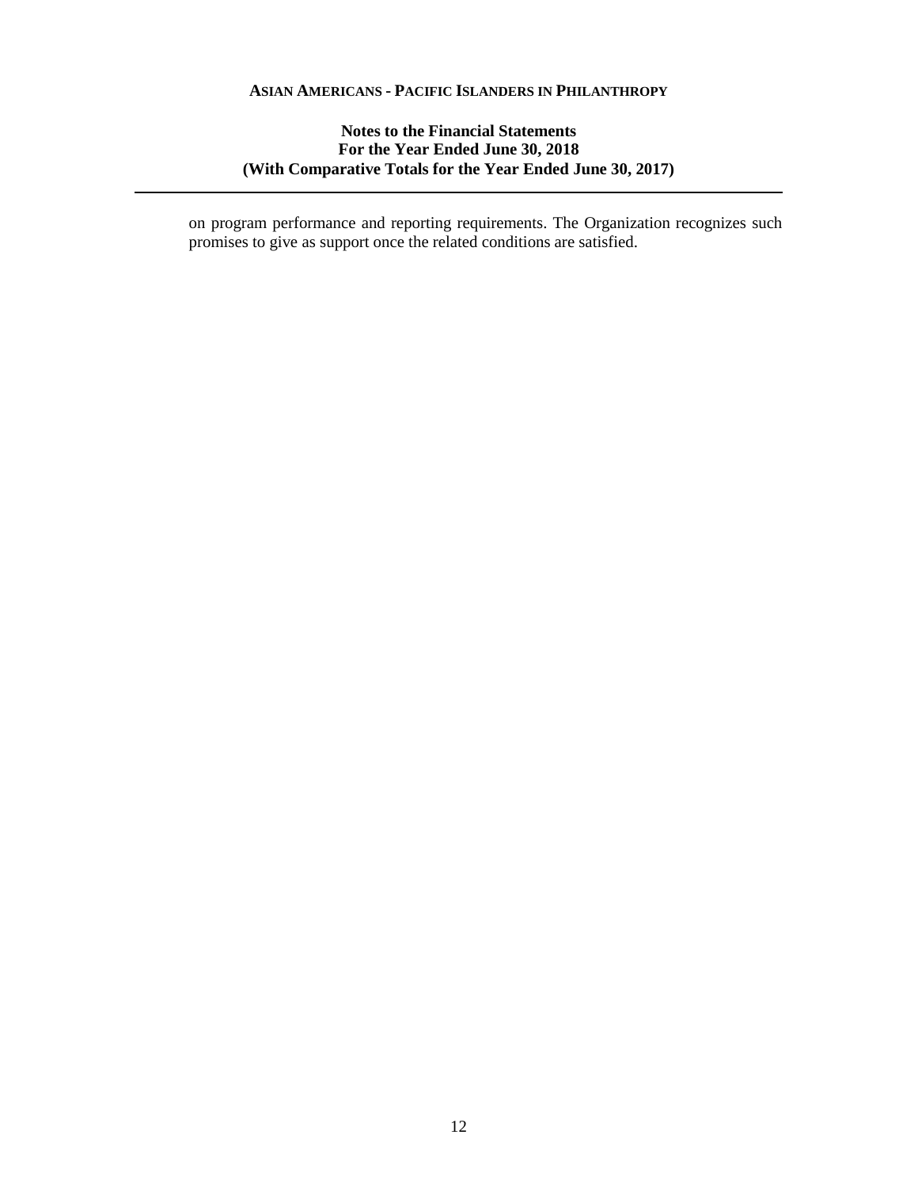on program performance and reporting requirements. The Organization recognizes such promises to give as support once the related conditions are satisfied.